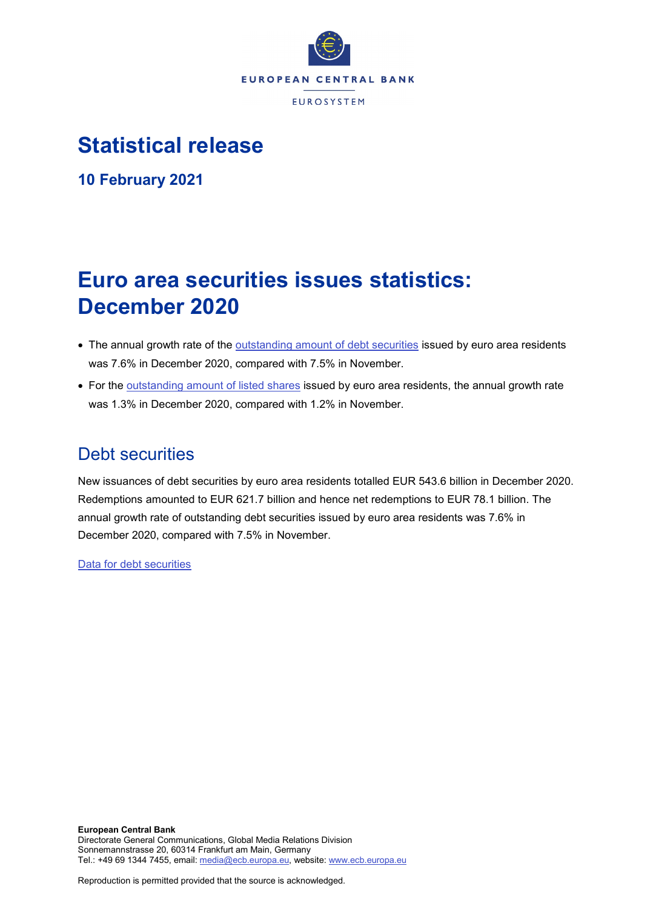EUROPEAN CENTRAL BANK

EUROSYSTEM

# Statistical release

**10 February 2021**

# Euro area securities issues statistics: December 2020

- The annual growth rate of the outstanding amount of debt securities issued by euro area residents was 7.6% in December 2020, compared with 7.5% in November.
- For the outstanding amount of listed shares issued by euro area residents, the annual growth rate was 1.3% in December 2020, compared with 1.2% in November.

## Debt securities

New issuances of debt securities by euro area residents totalled EUR 543.6 billion in December 2020. Redemptions amounted to EUR 621.7 billion and hence net redemptions to EUR 78.1 billion. The annual growth rate of outstanding debt securities issued by euro area residents was 7.6% in December 2020, compared with 7.5% in November.

Data for debt securities

**European Central Bank**
Directorate General Communications, Global Media Relations Division
Sonnemannstrasse 20, 60314 Frankfurt am Main, Germany
Tel.: +49 69 1344 7455, email: media@ecb.europa.eu, website: www.ecb.europa.eu

Reproduction is permitted provided that the source is acknowledged.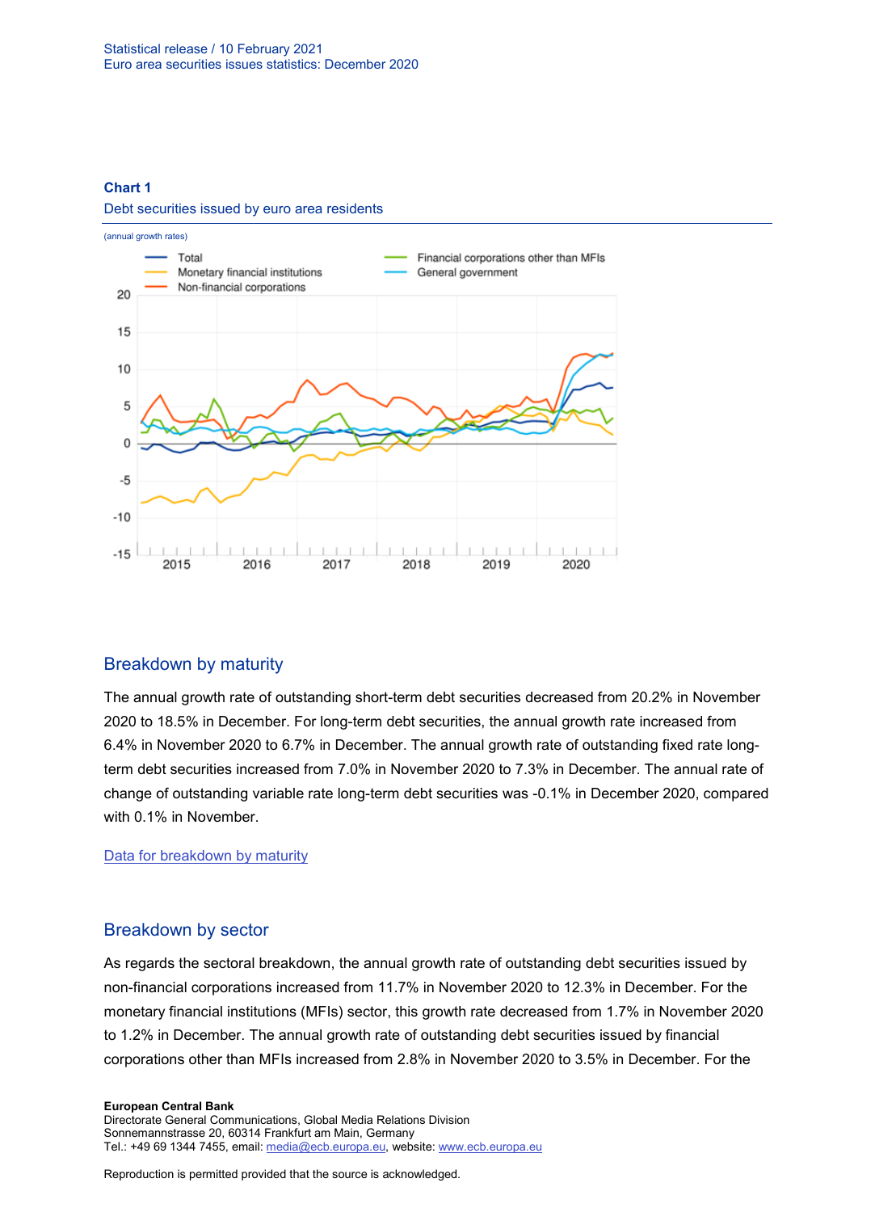**Chart 1**

Debt securities issued by euro area residents

(annual growth rates)

## Breakdown by maturity

The annual growth rate of outstanding short-term debt securities decreased from 20.2% in November 2020 to 18.5% in December. For long-term debt securities, the annual growth rate increased from 6.4% in November 2020 to 6.7% in December. The annual growth rate of outstanding fixed rate long-term debt securities increased from 7.0% in November 2020 to 7.3% in December. The annual rate of change of outstanding variable rate long-term debt securities was -0.1% in December 2020, compared with 0.1% in November.

[Data for breakdown by maturity]

## Breakdown by sector

As regards the sectoral breakdown, the annual growth rate of outstanding debt securities issued by non-financial corporations increased from 11.7% in November 2020 to 12.3% in December. For the monetary financial institutions (MFIs) sector, this growth rate decreased from 1.7% in November 2020 to 1.2% in December. The annual growth rate of outstanding debt securities issued by financial corporations other than MFIs increased from 2.8% in November 2020 to 3.5% in December. For the

**European Central Bank**
Directorate General Communications, Global Media Relations Division
Sonnemannstrasse 20, 60314 Frankfurt am Main, Germany
Tel.: +49 69 1344 7455, email: media@ecb.europa.eu, website: www.ecb.europa.eu

Reproduction is permitted provided that the source is acknowledged.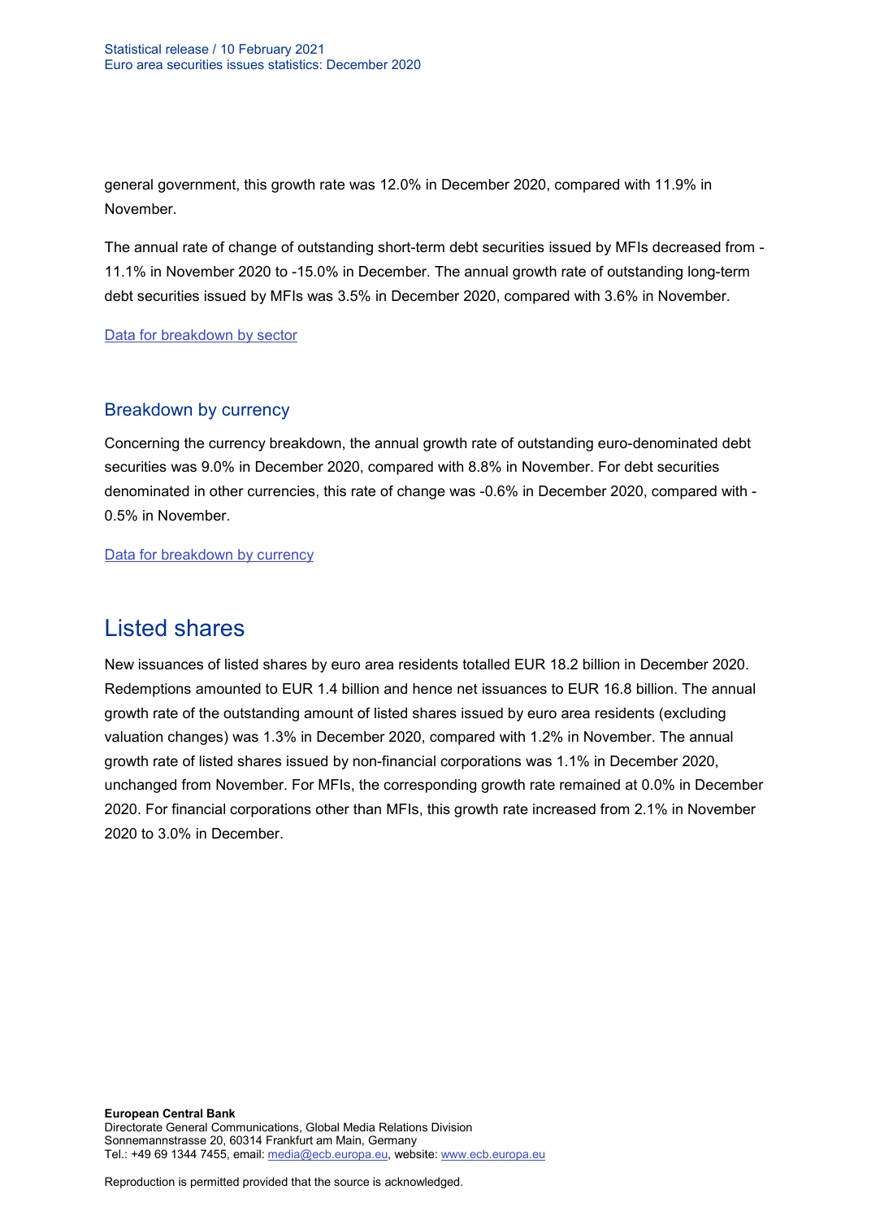general government, this growth rate was 12.0% in December 2020, compared with 11.9% in November.

The annual rate of change of outstanding short-term debt securities issued by MFIs decreased from -11.1% in November 2020 to -15.0% in December. The annual growth rate of outstanding long-term debt securities issued by MFIs was 3.5% in December 2020, compared with 3.6% in November.

Data for breakdown by sector

## Breakdown by currency

Concerning the currency breakdown, the annual growth rate of outstanding euro-denominated debt securities was 9.0% in December 2020, compared with 8.8% in November. For debt securities denominated in other currencies, this rate of change was -0.6% in December 2020, compared with -0.5% in November.

Data for breakdown by currency

# Listed shares

New issuances of listed shares by euro area residents totalled EUR 18.2 billion in December 2020. Redemptions amounted to EUR 1.4 billion and hence net issuances to EUR 16.8 billion. The annual growth rate of the outstanding amount of listed shares issued by euro area residents (excluding valuation changes) was 1.3% in December 2020, compared with 1.2% in November. The annual growth rate of listed shares issued by non-financial corporations was 1.1% in December 2020, unchanged from November. For MFIs, the corresponding growth rate remained at 0.0% in December 2020. For financial corporations other than MFIs, this growth rate increased from 2.1% in November 2020 to 3.0% in December.

**European Central Bank**
Directorate General Communications, Global Media Relations Division
Sonnemannstrasse 20, 60314 Frankfurt am Main, Germany
Tel.: +49 69 1344 7455, email: media@ecb.europa.eu, website: www.ecb.europa.eu

Reproduction is permitted provided that the source is acknowledged.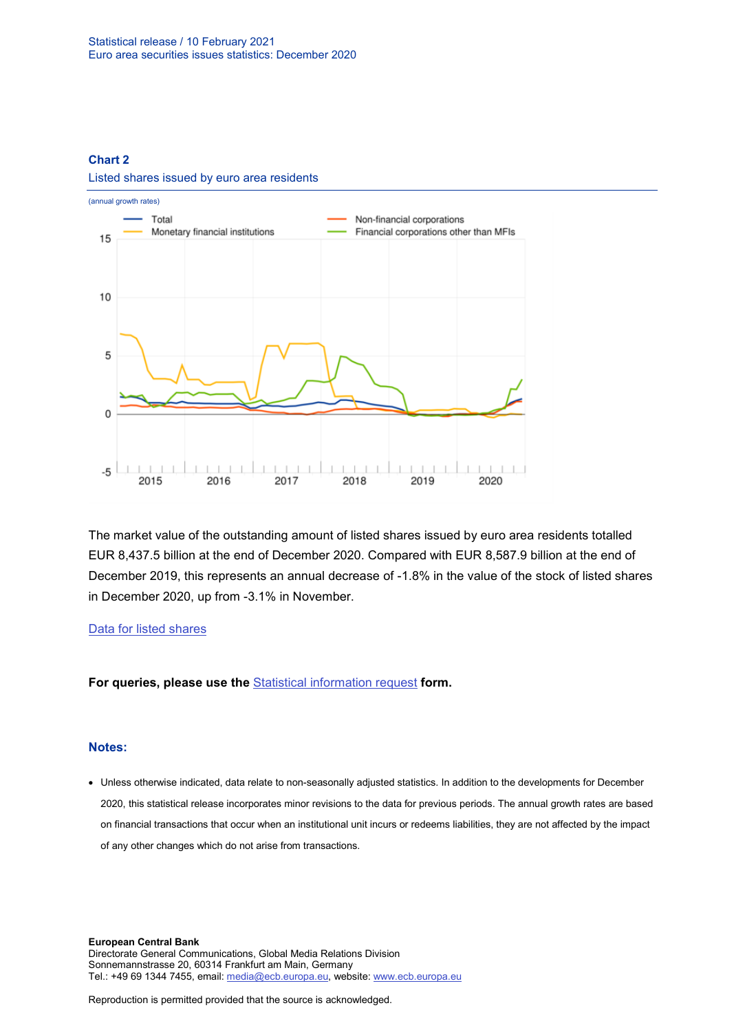### Chart 2

Listed shares issued by euro area residents

(annual growth rates)

The market value of the outstanding amount of listed shares issued by euro area residents totalled EUR 8,437.5 billion at the end of December 2020. Compared with EUR 8,587.9 billion at the end of December 2019, this represents an annual decrease of -1.8% in the value of the stock of listed shares in December 2020, up from -3.1% in November.

[Data for listed shares](#)

**For queries, please use the [Statistical information request](#) form.**

### Notes:

- Unless otherwise indicated, data relate to non-seasonally adjusted statistics. In addition to the developments for December 2020, this statistical release incorporates minor revisions to the data for previous periods. The annual growth rates are based on financial transactions that occur when an institutional unit incurs or redeems liabilities, they are not affected by the impact of any other changes which do not arise from transactions.

**European Central Bank**
Directorate General Communications, Global Media Relations Division
Sonnemannstrasse 20, 60314 Frankfurt am Main, Germany
Tel.: +49 69 1344 7455, email: media@ecb.europa.eu, website: www.ecb.europa.eu

Reproduction is permitted provided that the source is acknowledged.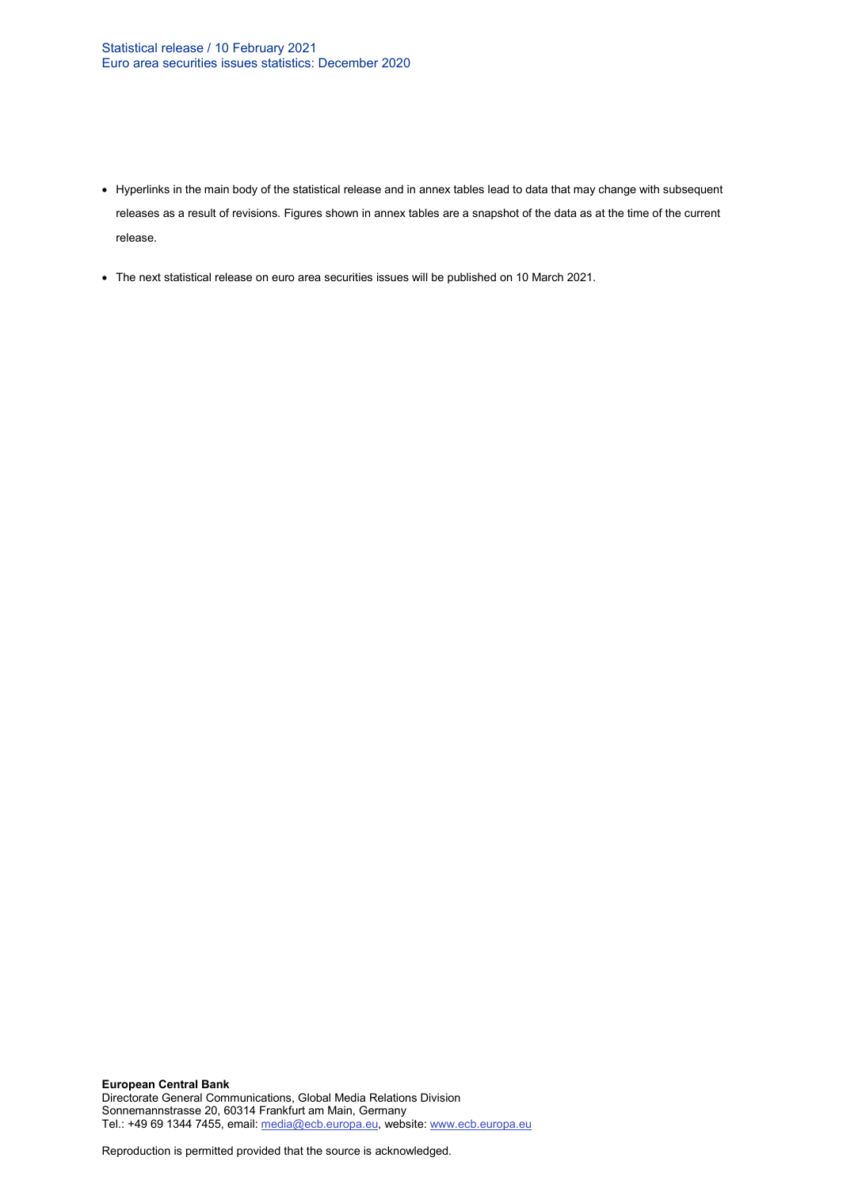- Hyperlinks in the main body of the statistical release and in annex tables lead to data that may change with subsequent releases as a result of revisions. Figures shown in annex tables are a snapshot of the data as at the time of the current release.
- The next statistical release on euro area securities issues will be published on 10 March 2021.

**European Central Bank**
Directorate General Communications, Global Media Relations Division
Sonnemannstrasse 20, 60314 Frankfurt am Main, Germany
Tel.: +49 69 1344 7455, email: media@ecb.europa.eu, website: www.ecb.europa.eu

Reproduction is permitted provided that the source is acknowledged.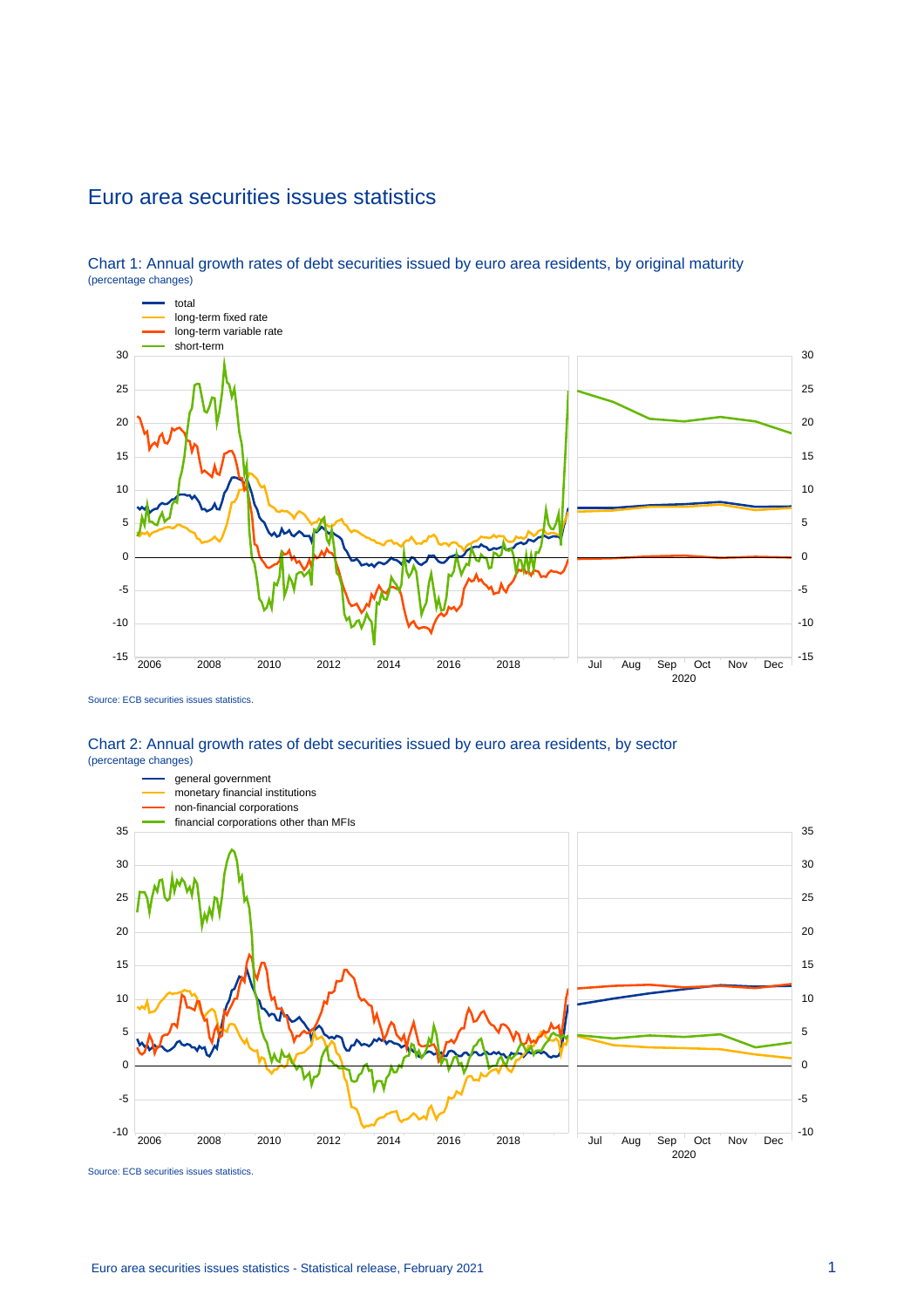# Euro area securities issues statistics

## Chart 1: Annual growth rates of debt securities issued by euro area residents, by original maturity

(percentage changes)

- total
- long-term fixed rate
- long-term variable rate
- short-term

Source: ECB securities issues statistics.

## Chart 2: Annual growth rates of debt securities issued by euro area residents, by sector

(percentage changes)

- general government
- monetary financial institutions
- non-financial corporations
- financial corporations other than MFIs

Source: ECB securities issues statistics.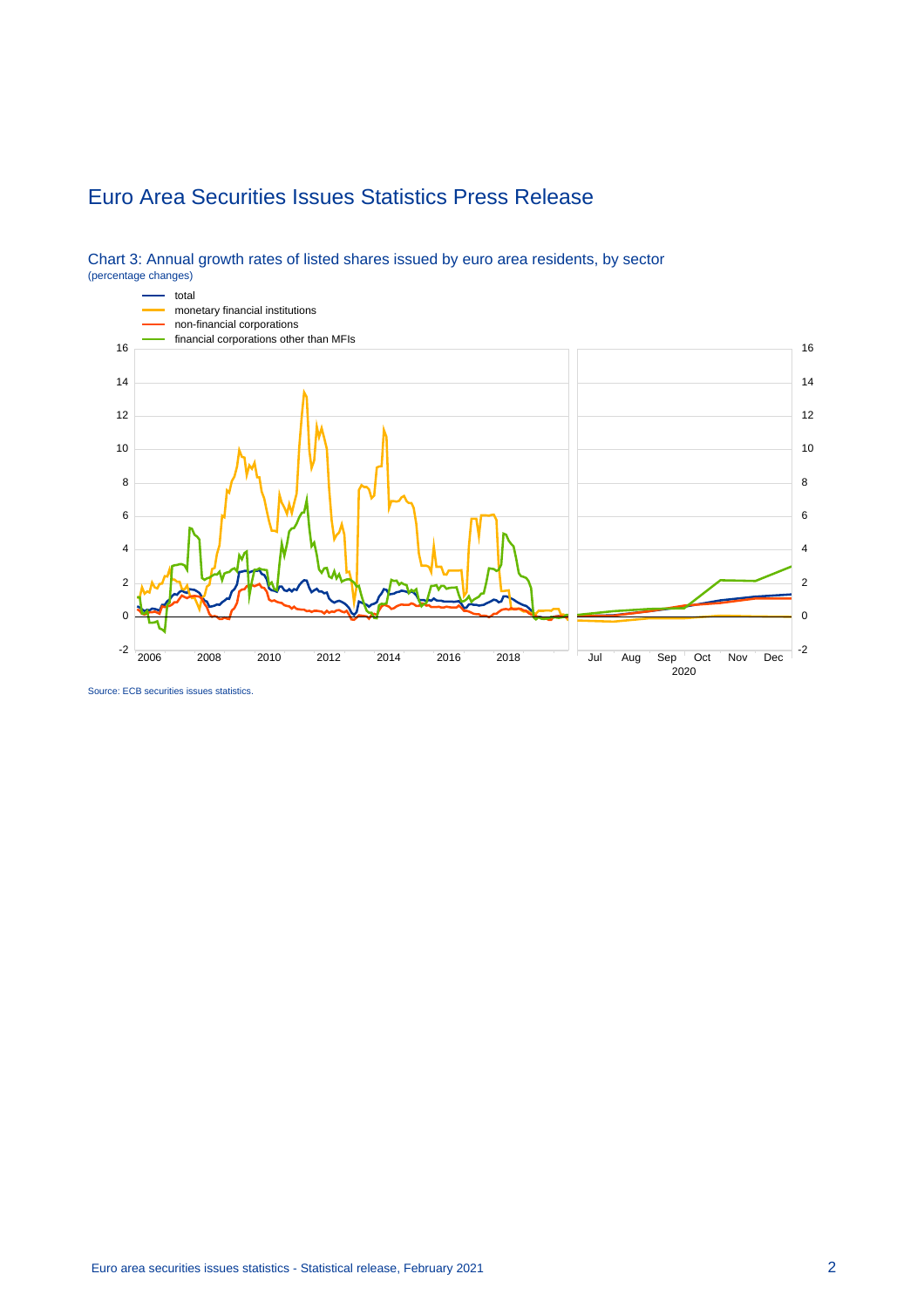# Euro Area Securities Issues Statistics Press Release

Chart 3: Annual growth rates of listed shares issued by euro area residents, by sector
(percentage changes)

Source: ECB securities issues statistics.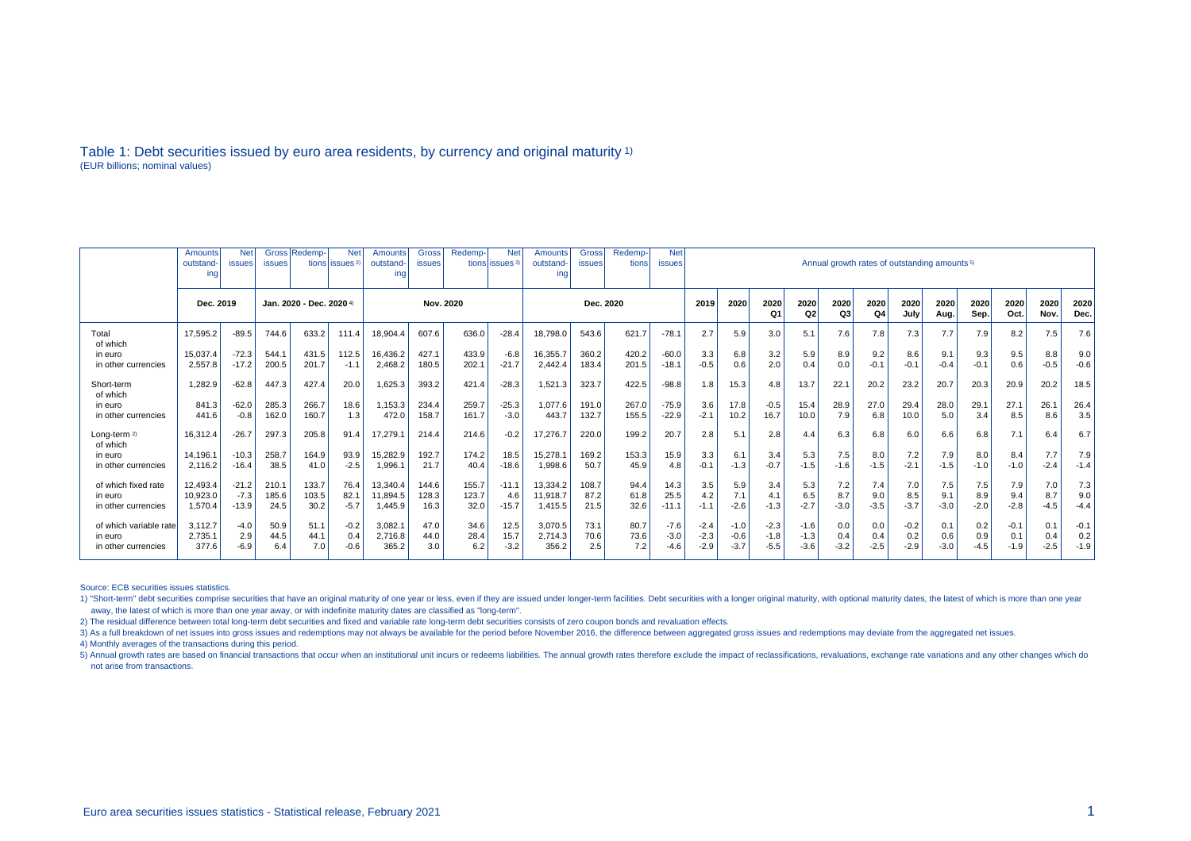# Table 1: Debt securities issued by euro area residents, by currency and original maturity [1)]

(EUR billions; nominal values)

| | Amounts outstanding | Net issues | Gross issues | Redemptions | Net issues [3)] | Amounts outstanding | Gross issues | Redemptions | Net issues [3)] | Amounts outstanding | Gross issues | Redemptions | Net issues | Annual growth rates of outstanding amounts [5)] | | | | | | | | | | | | |
|---|---|---|---|---|---|---|---|---|---|---|---|---|---|---|---|---|---|---|---|---|---|---|---|---|---|---|
| | Dec. 2019 | | Jan. 2020 - Dec. 2020 [4)] | | | Nov. 2020 | | | | Dec. 2020 | | | | 2019 | 2020 | 2020 Q1 | 2020 Q2 | 2020 Q3 | 2020 Q4 | 2020 July | 2020 Aug. | 2020 Sep. | 2020 Oct. | 2020 Nov. | 2020 Dec. |
| Total | 17,595.2 | -89.5 | 744.6 | 633.2 | 111.4 | 18,904.4 | 607.6 | 636.0 | -28.4 | 18,798.0 | 543.6 | 621.7 | -78.1 | 2.7 | 5.9 | 3.0 | 5.1 | 7.6 | 7.8 | 7.3 | 7.7 | 7.9 | 8.2 | 7.5 | 7.6 |
| of which | | | | | | | | | | | | | | | | | | | | | | | | | |
| in euro | 15,037.4 | -72.3 | 544.1 | 431.5 | 112.5 | 16,436.2 | 427.1 | 433.9 | -6.8 | 16,355.7 | 360.2 | 420.2 | -60.0 | 3.3 | 6.8 | 3.2 | 5.9 | 8.9 | 9.2 | 8.6 | 9.1 | 9.3 | 9.5 | 8.8 | 9.0 |
| in other currencies | 2,557.8 | -17.2 | 200.5 | 201.7 | -1.1 | 2,468.2 | 180.5 | 202.1 | -21.7 | 2,442.4 | 183.4 | 201.5 | -18.1 | -0.5 | 0.6 | 2.0 | 0.4 | 0.0 | -0.1 | -0.1 | -0.4 | -0.1 | 0.6 | -0.5 | -0.6 |
| Short-term | 1,282.9 | -62.8 | 447.3 | 427.4 | 20.0 | 1,625.3 | 393.2 | 421.4 | -28.3 | 1,521.3 | 323.7 | 422.5 | -98.8 | 1.8 | 15.3 | 4.8 | 13.7 | 22.1 | 20.2 | 23.2 | 20.7 | 20.3 | 20.9 | 20.2 | 18.5 |
| of which | | | | | | | | | | | | | | | | | | | | | | | | | |
| in euro | 841.3 | -62.0 | 285.3 | 266.7 | 18.6 | 1,153.3 | 234.4 | 259.7 | -25.3 | 1,077.6 | 191.0 | 267.0 | -75.9 | 3.6 | 17.8 | -0.5 | 15.4 | 28.9 | 27.0 | 29.4 | 28.0 | 29.1 | 27.1 | 26.1 | 26.4 |
| in other currencies | 441.6 | -0.8 | 162.0 | 160.7 | 1.3 | 472.0 | 158.7 | 161.7 | -3.0 | 443.7 | 132.7 | 155.5 | -22.9 | -2.1 | 10.2 | 16.7 | 10.0 | 7.9 | 6.8 | 10.0 | 5.0 | 3.4 | 8.5 | 8.6 | 3.5 |
| Long-term [2)] | 16,312.4 | -26.7 | 297.3 | 205.8 | 91.4 | 17,279.1 | 214.4 | 214.6 | -0.2 | 17,276.7 | 220.0 | 199.2 | 20.7 | 2.8 | 5.1 | 2.8 | 4.4 | 6.3 | 6.8 | 6.0 | 6.6 | 6.8 | 7.1 | 6.4 | 6.7 |
| of which | | | | | | | | | | | | | | | | | | | | | | | | | |
| in euro | 14,196.1 | -10.3 | 258.7 | 164.9 | 93.9 | 15,282.9 | 192.7 | 174.2 | 18.5 | 15,278.1 | 169.2 | 153.3 | 15.9 | 3.3 | 6.1 | 3.4 | 5.3 | 7.5 | 8.0 | 7.2 | 7.9 | 8.0 | 8.4 | 7.7 | 7.9 |
| in other currencies | 2,116.2 | -16.4 | 38.5 | 41.0 | -2.5 | 1,996.1 | 21.7 | 40.4 | -18.6 | 1,998.6 | 50.7 | 45.9 | 4.8 | -0.1 | -1.3 | -0.7 | -1.5 | -1.6 | -1.5 | -2.1 | -1.5 | -1.0 | -1.0 | -2.4 | -1.4 |
| of which fixed rate | 12,493.4 | -21.2 | 210.1 | 133.7 | 76.4 | 13,340.4 | 144.6 | 155.7 | -11.1 | 13,334.2 | 108.7 | 94.4 | 14.3 | 3.5 | 5.9 | 3.4 | 5.3 | 7.2 | 7.4 | 7.0 | 7.5 | 7.5 | 7.9 | 7.0 | 7.3 |
| in euro | 10,923.0 | -7.3 | 185.6 | 103.5 | 82.1 | 11,894.5 | 128.3 | 123.7 | 4.6 | 11,918.7 | 87.2 | 61.8 | 25.5 | 4.2 | 7.1 | 4.1 | 6.5 | 8.7 | 9.0 | 8.5 | 9.1 | 8.9 | 9.4 | 8.7 | 9.0 |
| in other currencies | 1,570.4 | -13.9 | 24.5 | 30.2 | -5.7 | 1,445.9 | 16.3 | 32.0 | -15.7 | 1,415.5 | 21.5 | 32.6 | -11.1 | -1.1 | -2.6 | -1.3 | -2.7 | -3.0 | -3.5 | -3.7 | -3.0 | -2.0 | -2.8 | -4.5 | -4.4 |
| of which variable rate | 3,112.7 | -4.0 | 50.9 | 51.1 | -0.2 | 3,082.1 | 47.0 | 34.6 | 12.5 | 3,070.5 | 73.1 | 80.7 | -7.6 | -2.4 | -1.0 | -2.3 | -1.6 | 0.0 | 0.0 | -0.2 | 0.1 | 0.2 | -0.1 | 0.1 | -0.1 |
| in euro | 2,735.1 | 2.9 | 44.5 | 44.1 | 0.4 | 2,716.8 | 44.0 | 28.4 | 15.7 | 2,714.3 | 70.6 | 73.6 | -3.0 | -2.3 | -0.6 | -1.8 | -1.3 | 0.4 | 0.4 | 0.2 | 0.6 | 0.9 | 0.1 | 0.4 | 0.2 |
| in other currencies | 377.6 | -6.9 | 6.4 | 7.0 | -0.6 | 365.2 | 3.0 | 6.2 | -3.2 | 356.2 | 2.5 | 7.2 | -4.6 | -2.9 | -3.7 | -5.5 | -3.6 | -3.2 | -2.5 | -2.9 | -3.0 | -4.5 | -1.9 | -2.5 | -1.9 |

Source: ECB securities issues statistics.

1) "Short-term" debt securities comprise securities that have an original maturity of one year or less, even if they are issued under longer-term facilities. Debt securities with a longer original maturity, with optional maturity dates, the latest of which is more than one year away, the latest of which is more than one year away, or with indefinite maturity dates are classified as "long-term".

2) The residual difference between total long-term debt securities and fixed and variable rate long-term debt securities consists of zero coupon bonds and revaluation effects.

3) As a full breakdown of net issues into gross issues and redemptions may not always be available for the period before November 2016, the difference between aggregated gross issues and redemptions may deviate from the aggregated net issues.

4) Monthly averages of the transactions during this period.

5) Annual growth rates are based on financial transactions that occur when an institutional unit incurs or redeems liabilities. The annual growth rates therefore exclude the impact of reclassifications, revaluations, exchange rate variations and any other changes which do not arise from transactions.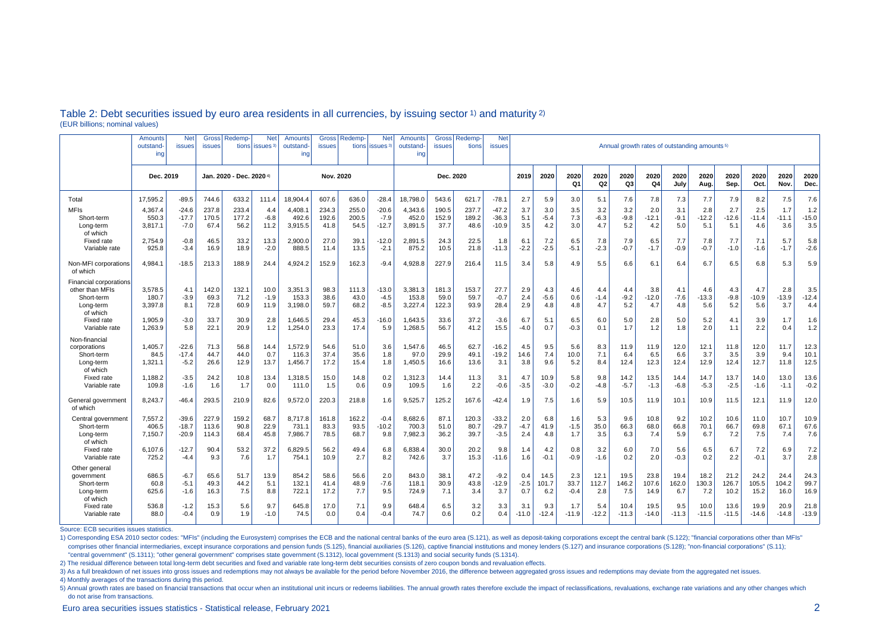## Table 2: Debt securities issued by euro area residents in all currencies, by issuing sector [1] and maturity [2]

(EUR billions; nominal values)

| | Amounts outstanding | Net issues | Gross issues | Redemptions | Net issues [3] | Amounts outstanding | Gross issues | Redemptions | Net issues [3] | Amounts outstanding | Gross issues | Redemptions | Net issues | Annual growth rates of outstanding amounts [5] | | | | | | | | | | | | |
|---|---|---|---|---|---|---|---|---|---|---|---|---|---|---|---|---|---|---|---|---|---|---|---|---|---|---|
| | Dec. 2019 | | Jan. 2020 - Dec. 2020 [4] | | | Nov. 2020 | | | | Dec. 2020 | | | | 2019 | 2020 | 2020 Q1 | 2020 Q2 | 2020 Q3 | 2020 Q4 | 2020 July | 2020 Aug. | 2020 Sep. | 2020 Oct. | 2020 Nov. | 2020 Dec. |
| Total | 17,595.2 | -89.5 | 744.6 | 633.2 | 111.4 | 18,904.4 | 607.6 | 636.0 | -28.4 | 18,798.0 | 543.6 | 621.7 | -78.1 | 2.7 | 5.9 | 3.0 | 5.1 | 7.6 | 7.8 | 7.3 | 7.7 | 7.9 | 8.2 | 7.5 | 7.6 |
| MFIs | 4,367.4 | -24.6 | 237.8 | 233.4 | 4.4 | 4,408.1 | 234.3 | 255.0 | -20.6 | 4,343.6 | 190.5 | 237.7 | -47.2 | 3.7 | 3.0 | 3.5 | 3.2 | 3.2 | 2.0 | 3.1 | 2.8 | 2.7 | 2.5 | 1.7 | 1.2 |
| Short-term | 550.3 | -17.7 | 170.5 | 177.2 | -6.8 | 492.6 | 192.6 | 200.5 | -7.9 | 452.0 | 152.9 | 189.2 | -36.3 | 5.1 | -5.4 | 7.3 | -6.3 | -9.8 | -12.1 | -9.1 | -12.2 | -12.6 | -11.4 | -11.1 | -15.0 |
| Long-term | 3,817.1 | -7.0 | 67.4 | 56.2 | 11.2 | 3,915.5 | 41.8 | 54.5 | -12.7 | 3,891.5 | 37.7 | 48.6 | -10.9 | 3.5 | 4.2 | 3.0 | 4.7 | 5.2 | 4.2 | 5.0 | 5.1 | 5.1 | 4.6 | 3.6 | 3.5 |
| of which | | | | | | | | | | | | | | | | | | | | | | | | | |
| Fixed rate | 2,754.9 | -0.8 | 46.5 | 33.2 | 13.3 | 2,900.0 | 27.0 | 39.1 | -12.0 | 2,891.5 | 24.3 | 22.5 | 1.8 | 6.1 | 7.2 | 6.5 | 7.8 | 7.9 | 6.5 | 7.7 | 7.8 | 7.7 | 7.1 | 5.7 | 5.8 |
| Variable rate | 925.8 | -3.4 | 16.9 | 18.9 | -2.0 | 888.5 | 11.4 | 13.5 | -2.1 | 875.2 | 10.5 | 21.8 | -11.3 | -2.2 | -2.5 | -5.1 | -2.3 | -0.7 | -1.7 | -0.9 | -0.7 | -1.0 | -1.6 | -1.7 | -2.6 |
| Non-MFI corporations | 4,984.1 | -18.5 | 213.3 | 188.9 | 24.4 | 4,924.2 | 152.9 | 162.3 | -9.4 | 4,928.8 | 227.9 | 216.4 | 11.5 | 3.4 | 5.8 | 4.9 | 5.5 | 6.6 | 6.1 | 6.4 | 6.7 | 6.5 | 6.8 | 5.3 | 5.9 |
| of which | | | | | | | | | | | | | | | | | | | | | | | | | |
| Financial corporations other than MFIs | 3,578.5 | 4.1 | 142.0 | 132.1 | 10.0 | 3,351.3 | 98.3 | 111.3 | -13.0 | 3,381.3 | 181.3 | 153.7 | 27.7 | 2.9 | 4.3 | 4.6 | 4.4 | 4.4 | 3.8 | 4.1 | 4.6 | 4.3 | 4.7 | 2.8 | 3.5 |
| Short-term | 180.7 | -3.9 | 69.3 | 71.2 | -1.9 | 153.3 | 38.6 | 43.0 | -4.5 | 153.8 | 59.0 | 59.7 | -0.7 | 2.4 | -5.6 | 0.6 | -1.4 | -9.2 | -12.0 | -7.6 | -13.3 | -9.8 | -10.9 | -13.9 | -12.4 |
| Long-term | 3,397.8 | 8.1 | 72.8 | 60.9 | 11.9 | 3,198.0 | 59.7 | 68.2 | -8.5 | 3,227.4 | 122.3 | 93.9 | 28.4 | 2.9 | 4.8 | 4.8 | 4.7 | 5.2 | 4.7 | 4.8 | 5.6 | 5.2 | 5.6 | 3.7 | 4.4 |
| of which | | | | | | | | | | | | | | | | | | | | | | | | | |
| Fixed rate | 1,905.9 | -3.0 | 33.7 | 30.9 | 2.8 | 1,646.5 | 29.4 | 45.3 | -16.0 | 1,643.5 | 33.6 | 37.2 | -3.6 | 6.7 | 5.1 | 6.5 | 6.0 | 5.0 | 2.8 | 5.0 | 5.2 | 4.1 | 3.9 | 1.7 | 1.6 |
| Variable rate | 1,263.9 | 5.8 | 22.1 | 20.9 | 1.2 | 1,254.0 | 23.3 | 17.4 | 5.9 | 1,268.5 | 56.7 | 41.2 | 15.5 | -4.0 | 0.7 | -0.3 | 0.1 | 1.7 | 1.2 | 1.8 | 2.0 | 1.1 | 2.2 | 0.4 | 1.2 |
| Non-financial corporations | 1,405.7 | -22.6 | 71.3 | 56.8 | 14.4 | 1,572.9 | 54.6 | 51.0 | 3.6 | 1,547.6 | 46.5 | 62.7 | -16.2 | 4.5 | 9.5 | 5.6 | 8.3 | 11.9 | 11.9 | 12.0 | 12.1 | 11.8 | 12.0 | 11.7 | 12.3 |
| Short-term | 84.5 | -17.4 | 44.7 | 44.0 | 0.7 | 116.3 | 37.4 | 35.6 | 1.8 | 97.0 | 29.9 | 49.1 | -19.2 | 14.6 | 7.4 | 10.0 | 7.1 | 6.4 | 6.5 | 6.6 | 3.7 | 3.5 | 3.9 | 9.4 | 10.1 |
| Long-term | 1,321.1 | -5.2 | 26.6 | 12.9 | 13.7 | 1,456.7 | 17.2 | 15.4 | 1.8 | 1,450.5 | 16.6 | 13.6 | 3.1 | 3.8 | 9.6 | 5.2 | 8.4 | 12.4 | 12.3 | 12.4 | 12.9 | 12.4 | 12.7 | 11.8 | 12.5 |
| of which | | | | | | | | | | | | | | | | | | | | | | | | | |
| Fixed rate | 1,188.2 | -3.5 | 24.2 | 10.8 | 13.4 | 1,318.5 | 15.0 | 14.8 | 0.2 | 1,312.3 | 14.4 | 11.3 | 3.1 | 4.7 | 10.9 | 5.8 | 9.8 | 14.2 | 13.5 | 14.4 | 14.7 | 13.7 | 14.0 | 13.0 | 13.6 |
| Variable rate | 109.8 | -1.6 | 1.6 | 1.7 | 0.0 | 111.0 | 1.5 | 0.6 | 0.9 | 109.5 | 1.6 | 2.2 | -0.6 | -3.5 | -3.0 | -0.2 | -4.8 | -5.7 | -1.3 | -6.8 | -5.3 | -2.5 | -1.6 | -1.1 | -0.2 |
| General government | 8,243.7 | -46.4 | 293.5 | 210.9 | 82.6 | 9,572.0 | 220.3 | 218.8 | 1.6 | 9,525.7 | 125.2 | 167.6 | -42.4 | 1.9 | 7.5 | 1.6 | 5.9 | 10.5 | 11.9 | 10.1 | 10.9 | 11.5 | 12.1 | 11.9 | 12.0 |
| of which | | | | | | | | | | | | | | | | | | | | | | | | | |
| Central government | 7,557.2 | -39.6 | 227.9 | 159.2 | 68.7 | 8,717.8 | 161.8 | 162.2 | -0.4 | 8,682.6 | 87.1 | 120.3 | -33.2 | 2.0 | 6.8 | 1.6 | 5.3 | 9.6 | 10.8 | 9.2 | 10.2 | 10.6 | 11.0 | 10.7 | 10.9 |
| Short-term | 406.5 | -18.7 | 113.6 | 90.8 | 22.9 | 731.1 | 83.3 | 93.5 | -10.2 | 700.3 | 51.0 | 80.7 | -29.7 | -4.7 | 41.9 | -1.5 | 35.0 | 66.3 | 68.0 | 66.8 | 70.1 | 66.7 | 69.8 | 67.1 | 67.6 |
| Long-term | 7,150.7 | -20.9 | 114.3 | 68.4 | 45.8 | 7,986.7 | 78.5 | 68.7 | 9.8 | 7,982.3 | 36.2 | 39.7 | -3.5 | 2.4 | 4.8 | 1.7 | 3.5 | 6.3 | 7.4 | 5.9 | 6.7 | 7.2 | 7.5 | 7.4 | 7.6 |
| of which | | | | | | | | | | | | | | | | | | | | | | | | | |
| Fixed rate | 6,107.6 | -12.7 | 90.4 | 53.2 | 37.2 | 6,829.5 | 56.2 | 49.4 | 6.8 | 6,838.4 | 30.0 | 20.2 | 9.8 | 1.4 | 4.2 | 0.8 | 3.2 | 6.0 | 7.0 | 5.6 | 6.5 | 6.7 | 7.2 | 6.9 | 7.2 |
| Variable rate | 725.2 | -4.4 | 9.3 | 7.6 | 1.7 | 754.1 | 10.9 | 2.7 | 8.2 | 742.6 | 3.7 | 15.3 | -11.6 | 1.6 | -0.1 | -0.9 | -1.6 | 0.2 | 2.0 | -0.3 | 0.2 | 2.2 | -0.1 | 3.7 | 2.8 |
| Other general government | 686.5 | -6.7 | 65.6 | 51.7 | 13.9 | 854.2 | 58.6 | 56.6 | 2.0 | 843.0 | 38.1 | 47.2 | -9.2 | 0.4 | 14.5 | 2.3 | 12.1 | 19.5 | 23.8 | 19.4 | 18.2 | 21.2 | 24.2 | 24.4 | 24.3 |
| Short-term | 60.8 | -5.1 | 49.3 | 44.2 | 5.1 | 132.1 | 41.4 | 48.9 | -7.6 | 118.1 | 30.9 | 43.8 | -12.9 | -2.5 | 101.7 | 33.7 | 112.7 | 146.2 | 107.6 | 162.0 | 130.3 | 126.7 | 105.5 | 104.2 | 99.7 |
| Long-term | 625.6 | -1.6 | 16.3 | 7.5 | 8.8 | 722.1 | 17.2 | 7.7 | 9.5 | 724.9 | 7.1 | 3.4 | 3.7 | 0.7 | 6.2 | -0.4 | 2.8 | 7.5 | 14.9 | 6.7 | 7.2 | 10.2 | 15.2 | 16.0 | 16.9 |
| of which | | | | | | | | | | | | | | | | | | | | | | | | | |
| Fixed rate | 536.8 | -1.2 | 15.3 | 5.6 | 9.7 | 645.8 | 17.0 | 7.1 | 9.9 | 648.4 | 6.5 | 3.2 | 3.3 | 3.1 | 9.3 | 1.7 | 5.4 | 10.4 | 19.5 | 9.5 | 10.0 | 13.6 | 19.9 | 20.9 | 21.8 |
| Variable rate | 88.0 | -0.4 | 0.9 | 1.9 | -1.0 | 74.5 | 0.0 | 0.4 | -0.4 | 74.7 | 0.6 | 0.2 | 0.4 | -11.0 | -12.4 | -11.9 | -12.2 | -11.3 | -14.0 | -11.3 | -11.5 | -11.5 | -14.6 | -14.8 | -13.9 |

Source: ECB securities issues statistics.

1) Corresponding ESA 2010 sector codes: "MFIs" (including the Eurosystem) comprises the ECB and the national central banks of the euro area (S.121), as well as deposit-taking corporations except the central bank (S.122); "financial corporations other than MFIs" comprises other financial intermediaries, except insurance corporations and pension funds (S.125), financial auxiliaries (S.126), captive financial institutions and money lenders (S.127) and insurance corporations (S.128); "non-financial corporations" (S.11); "central government" (S.1311); "other general government" comprises state government (S.1312), local government (S.1313) and social security funds (S.1314).

2) The residual difference between total long-term debt securities and fixed and variable rate long-term debt securities consists of zero coupon bonds and revaluation effects.

3) As a full breakdown of net issues into gross issues and redemptions may not always be available for the period before November 2016, the difference between aggregated gross issues and redemptions may deviate from the aggregated net issues.

4) Monthly averages of the transactions during this period.

5) Annual growth rates are based on financial transactions that occur when an institutional unit incurs or redeems liabilities. The annual growth rates therefore exclude the impact of reclassifications, revaluations, exchange rate variations and any other changes which do not arise from transactions.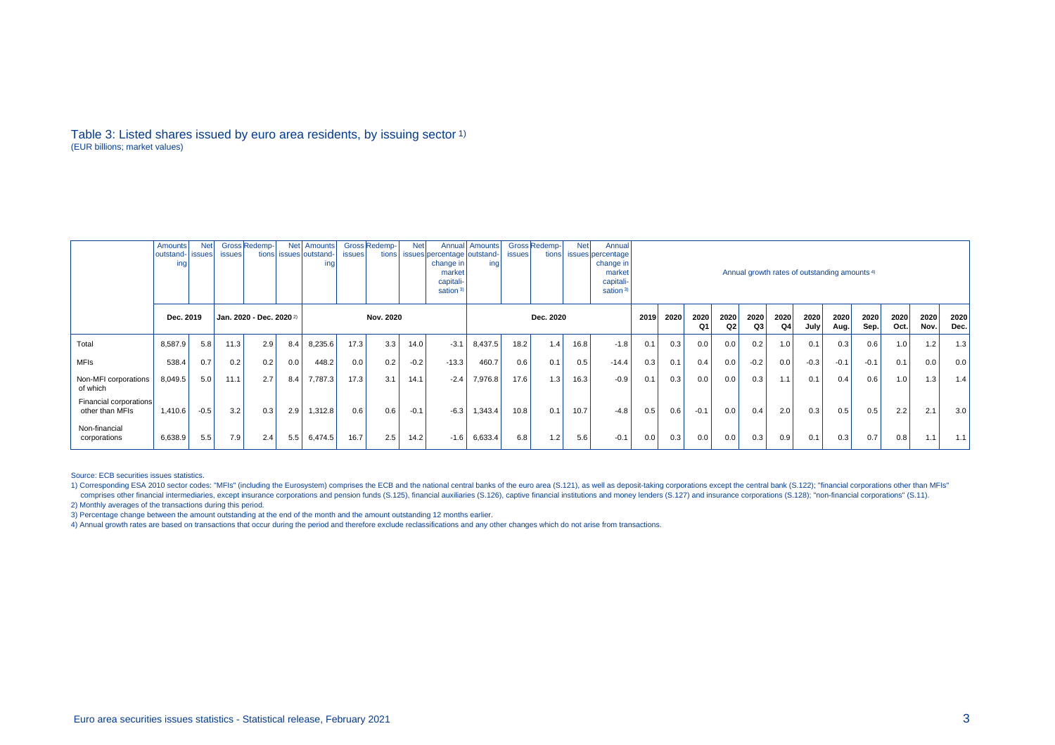Table 3: Listed shares issued by euro area residents, by issuing sector 1)
(EUR billions; market values)

| | Amounts outstand-ing | Net issues | Gross issues | Redemp-tions | Net issues | Amounts outstand-ing | Gross issues | Redemp-tions | Net issues | Annual percentage change in market capitali-sation 3) | Amounts outstand-ing | Gross issues | Redemp-tions | Net issues | Annual percentage change in market capitali-sation 3) | Annual growth rates of outstanding amounts 4) | | | | | | | | | | | | |
|---|---|---|---|---|---|---|---|---|---|---|---|---|---|---|---|---|---|---|---|---|---|---|---|---|---|---|---|---|
| | Dec. 2019 | | Jan. 2020 - Dec. 2020 2) | | | Nov. 2020 | | | | | Dec. 2020 | | | | | 2019 | 2020 | 2020 Q1 | 2020 Q2 | 2020 Q3 | 2020 Q4 | 2020 July | 2020 Aug. | 2020 Sep. | 2020 Oct. | 2020 Nov. | 2020 Dec. |
| Total | 8,587.9 | 5.8 | 11.3 | 2.9 | 8.4 | 8,235.6 | 17.3 | 3.3 | 14.0 | -3.1 | 8,437.5 | 18.2 | 1.4 | 16.8 | -1.8 | 0.1 | 0.3 | 0.0 | 0.0 | 0.2 | 1.0 | 0.1 | 0.3 | 0.6 | 1.0 | 1.2 | 1.3 |
| MFIs | 538.4 | 0.7 | 0.2 | 0.2 | 0.0 | 448.2 | 0.0 | 0.2 | -0.2 | -13.3 | 460.7 | 0.6 | 0.1 | 0.5 | -14.4 | 0.3 | 0.1 | 0.4 | 0.0 | -0.2 | 0.0 | -0.3 | -0.1 | -0.1 | 0.1 | 0.0 | 0.0 |
| Non-MFI corporations of which | 8,049.5 | 5.0 | 11.1 | 2.7 | 8.4 | 7,787.3 | 17.3 | 3.1 | 14.1 | -2.4 | 7,976.8 | 17.6 | 1.3 | 16.3 | -0.9 | 0.1 | 0.3 | 0.0 | 0.0 | 0.3 | 1.1 | 0.1 | 0.4 | 0.6 | 1.0 | 1.3 | 1.4 |
| Financial corporations other than MFIs | 1,410.6 | -0.5 | 3.2 | 0.3 | 2.9 | 1,312.8 | 0.6 | 0.6 | -0.1 | -6.3 | 1,343.4 | 10.8 | 0.1 | 10.7 | -4.8 | 0.5 | 0.6 | -0.1 | 0.0 | 0.4 | 2.0 | 0.3 | 0.5 | 0.5 | 2.2 | 2.1 | 3.0 |
| Non-financial corporations | 6,638.9 | 5.5 | 7.9 | 2.4 | 5.5 | 6,474.5 | 16.7 | 2.5 | 14.2 | -1.6 | 6,633.4 | 6.8 | 1.2 | 5.6 | -0.1 | 0.0 | 0.3 | 0.0 | 0.0 | 0.3 | 0.9 | 0.1 | 0.3 | 0.7 | 0.8 | 1.1 | 1.1 |

Source: ECB securities issues statistics.

1) Corresponding ESA 2010 sector codes: "MFIs" (including the Eurosystem) comprises the ECB and the national central banks of the euro area (S.121), as well as deposit-taking corporations except the central bank (S.122); "financial corporations other than MFIs" comprises other financial intermediaries, except insurance corporations and pension funds (S.125), financial auxiliaries (S.126), captive financial institutions and money lenders (S.127) and insurance corporations (S.128); "non-financial corporations" (S.11).

2) Monthly averages of the transactions during this period.

3) Percentage change between the amount outstanding at the end of the month and the amount outstanding 12 months earlier.

4) Annual growth rates are based on transactions that occur during the period and therefore exclude reclassifications and any other changes which do not arise from transactions.